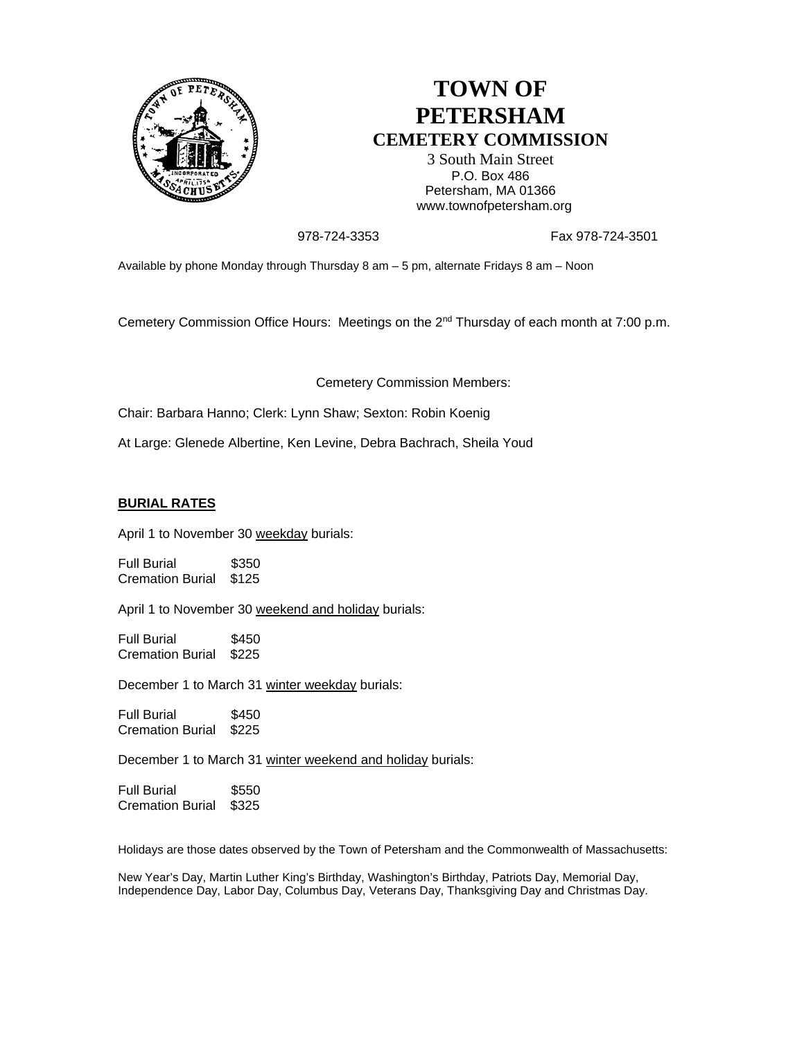# TOWN OF PETERSHAM
## CEMETERY COMMISSION

3 South Main Street
P.O. Box 486
Petersham, MA 01366
www.townofpetersham.org

978-724-3353 Fax 978-724-3501

Available by phone Monday through Thursday 8 am – 5 pm, alternate Fridays 8 am – Noon

Cemetery Commission Office Hours: Meetings on the 2nd Thursday of each month at 7:00 p.m.

Cemetery Commission Members:

Chair: Barbara Hanno; Clerk: Lynn Shaw; Sexton: Robin Koenig

At Large: Glenede Albertine, Ken Levine, Debra Bachrach, Sheila Youd

**BURIAL RATES**

April 1 to November 30 weekday burials:

Full Burial $350
Cremation Burial $125

April 1 to November 30 weekend and holiday burials:

Full Burial $450
Cremation Burial $225

December 1 to March 31 winter weekday burials:

Full Burial $450
Cremation Burial $225

December 1 to March 31 winter weekend and holiday burials:

Full Burial $550
Cremation Burial $325

Holidays are those dates observed by the Town of Petersham and the Commonwealth of Massachusetts:

New Year's Day, Martin Luther King's Birthday, Washington's Birthday, Patriots Day, Memorial Day, Independence Day, Labor Day, Columbus Day, Veterans Day, Thanksgiving Day and Christmas Day.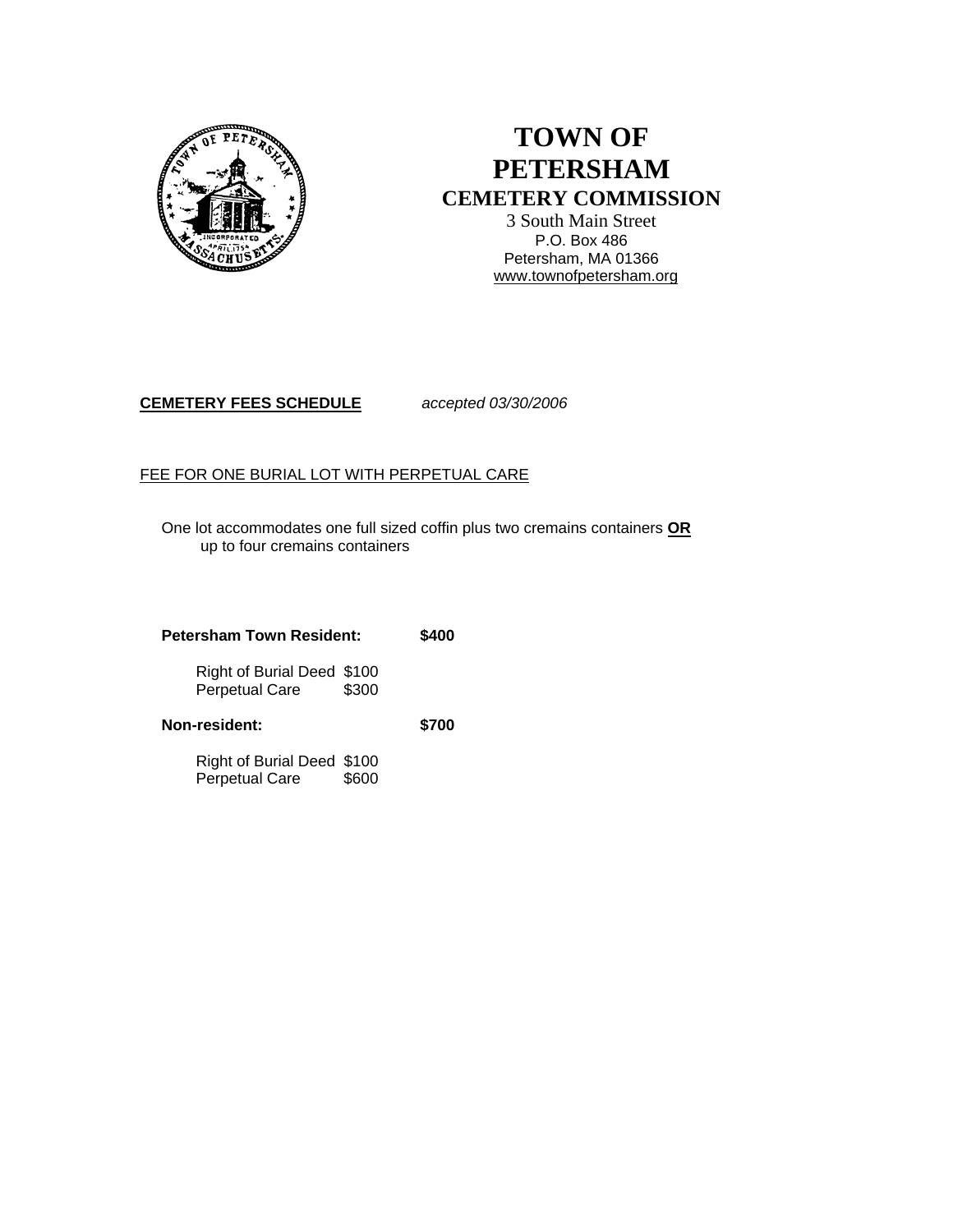# TOWN OF PETERSHAM
## CEMETERY COMMISSION

3 South Main Street
P.O. Box 486
Petersham, MA 01366
www.townofpetersham.org

**CEMETERY FEES SCHEDULE** *accepted 03/30/2006*

FEE FOR ONE BURIAL LOT WITH PERPETUAL CARE

One lot accommodates one full sized coffin plus two cremains containers **OR** up to four cremains containers

| | | |
|---|---|---|
| **Petersham Town Resident:** | | **$400** |
| Right of Burial Deed | $100 | |
| Perpetual Care | $300 | |
| **Non-resident:** | | **$700** |
| Right of Burial Deed | $100 | |
| Perpetual Care | $600 | |